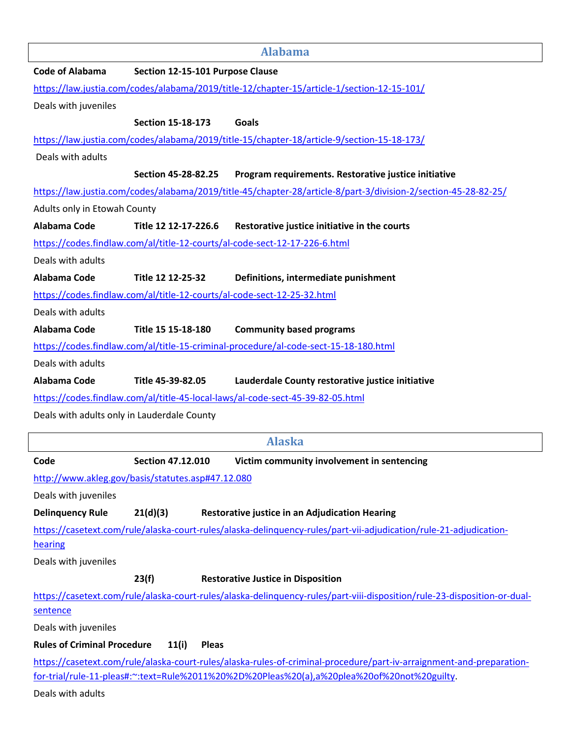## Alabama

**Code of Alabama** **Section 12-15-101 Purpose Clause**

https://law.justia.com/codes/alabama/2019/title-12/chapter-15/article-1/section-12-15-101/

Deals with juveniles

**Section 15-18-173** **Goals**

https://law.justia.com/codes/alabama/2019/title-15/chapter-18/article-9/section-15-18-173/

Deals with adults

**Section 45-28-82.25** **Program requirements. Restorative justice initiative**

https://law.justia.com/codes/alabama/2019/title-45/chapter-28/article-8/part-3/division-2/section-45-28-82-25/

Adults only in Etowah County

**Alabama Code** **Title 12 12-17-226.6** **Restorative justice initiative in the courts**

https://codes.findlaw.com/al/title-12-courts/al-code-sect-12-17-226-6.html

Deals with adults

**Alabama Code** **Title 12 12-25-32** **Definitions, intermediate punishment**

https://codes.findlaw.com/al/title-12-courts/al-code-sect-12-25-32.html

Deals with adults

**Alabama Code** **Title 15 15-18-180** **Community based programs**

https://codes.findlaw.com/al/title-15-criminal-procedure/al-code-sect-15-18-180.html

Deals with adults

**Alabama Code** **Title 45-39-82.05** **Lauderdale County restorative justice initiative**

https://codes.findlaw.com/al/title-45-local-laws/al-code-sect-45-39-82-05.html

Deals with adults only in Lauderdale County

## Alaska

**Code** **Section 47.12.010** **Victim community involvement in sentencing**

http://www.akleg.gov/basis/statutes.asp#47.12.080

Deals with juveniles

**Delinquency Rule** **21(d)(3)** **Restorative justice in an Adjudication Hearing**

https://casetext.com/rule/alaska-court-rules/alaska-delinquency-rules/part-vii-adjudication/rule-21-adjudication-hearing

Deals with juveniles

**23(f)** **Restorative Justice in Disposition**

https://casetext.com/rule/alaska-court-rules/alaska-delinquency-rules/part-viii-disposition/rule-23-disposition-or-dual-sentence

Deals with juveniles

**Rules of Criminal Procedure** **11(i)** **Pleas**

https://casetext.com/rule/alaska-court-rules/alaska-rules-of-criminal-procedure/part-iv-arraignment-and-preparation-for-trial/rule-11-pleas#:~:text=Rule%2011%20%2D%20Pleas%20(a),a%20plea%20of%20not%20guilty.

Deals with adults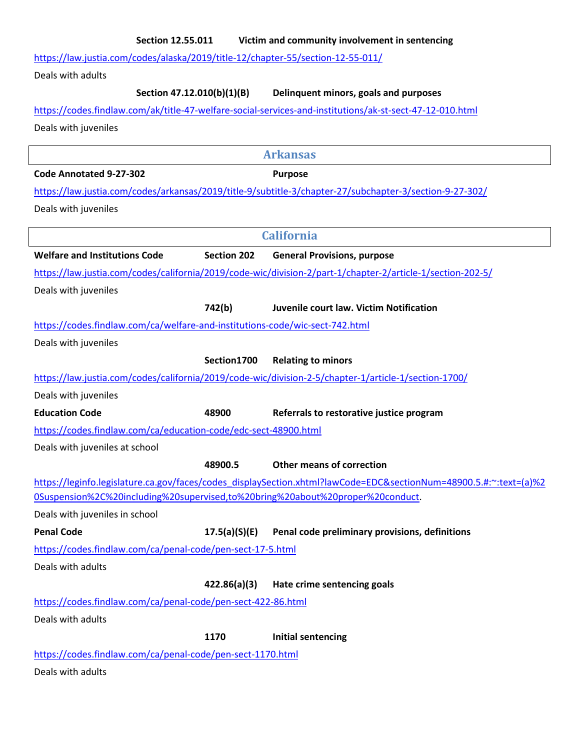**Section 12.55.011** **Victim and community involvement in sentencing**

https://law.justia.com/codes/alaska/2019/title-12/chapter-55/section-12-55-011/

Deals with adults

**Section 47.12.010(b)(1)(B)** **Delinquent minors, goals and purposes**

https://codes.findlaw.com/ak/title-47-welfare-social-services-and-institutions/ak-st-sect-47-12-010.html

Deals with juveniles

## Arkansas

**Code Annotated 9-27-302** **Purpose**

https://law.justia.com/codes/arkansas/2019/title-9/subtitle-3/chapter-27/subchapter-3/section-9-27-302/

Deals with juveniles

## California

**Welfare and Institutions Code** **Section 202** **General Provisions, purpose**

https://law.justia.com/codes/california/2019/code-wic/division-2/part-1/chapter-2/article-1/section-202-5/

Deals with juveniles

**742(b)** **Juvenile court law. Victim Notification**

https://codes.findlaw.com/ca/welfare-and-institutions-code/wic-sect-742.html

Deals with juveniles

**Section1700** **Relating to minors**

https://law.justia.com/codes/california/2019/code-wic/division-2-5/chapter-1/article-1/section-1700/

Deals with juveniles

**Education Code** **48900** **Referrals to restorative justice program**

https://codes.findlaw.com/ca/education-code/edc-sect-48900.html

Deals with juveniles at school

**48900.5** **Other means of correction**

https://leginfo.legislature.ca.gov/faces/codes_displaySection.xhtml?lawCode=EDC&sectionNum=48900.5.#:~:text=(a)%20Suspension%2C%20including%20supervised,to%20bring%20about%20proper%20conduct.

Deals with juveniles in school

**Penal Code** **17.5(a)(S)(E)** **Penal code preliminary provisions, definitions**

https://codes.findlaw.com/ca/penal-code/pen-sect-17-5.html

Deals with adults

**422.86(a)(3)** **Hate crime sentencing goals**

https://codes.findlaw.com/ca/penal-code/pen-sect-422-86.html

Deals with adults

**1170** **Initial sentencing**

https://codes.findlaw.com/ca/penal-code/pen-sect-1170.html

Deals with adults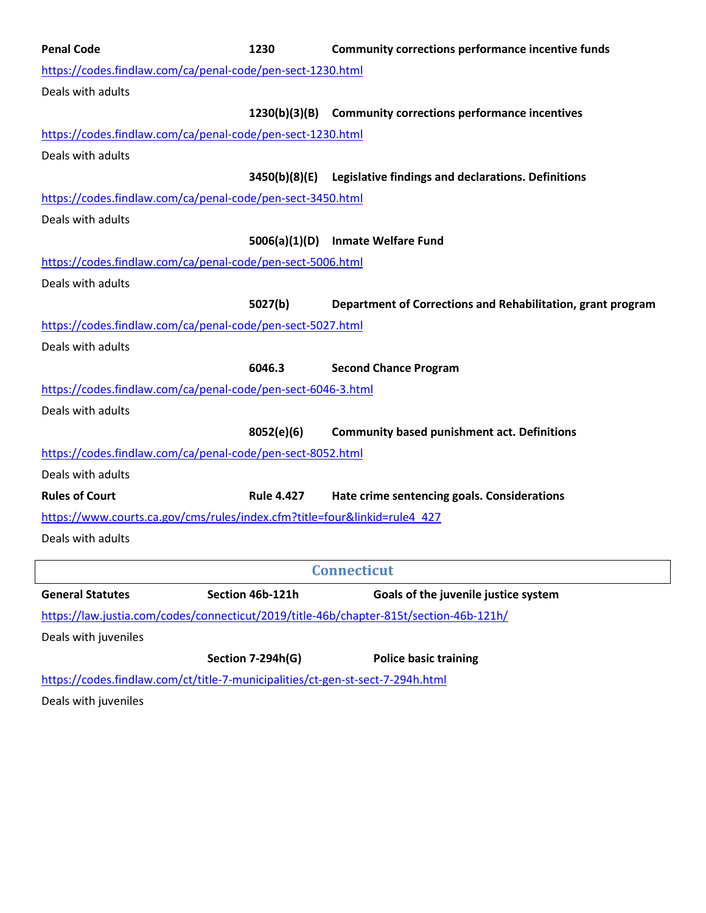**Penal Code** **1230** **Community corrections performance incentive funds**

https://codes.findlaw.com/ca/penal-code/pen-sect-1230.html

Deals with adults

**1230(b)(3)(B)** **Community corrections performance incentives**

https://codes.findlaw.com/ca/penal-code/pen-sect-1230.html

Deals with adults

**3450(b)(8)(E)** **Legislative findings and declarations. Definitions**

https://codes.findlaw.com/ca/penal-code/pen-sect-3450.html

Deals with adults

**5006(a)(1)(D)** **Inmate Welfare Fund**

https://codes.findlaw.com/ca/penal-code/pen-sect-5006.html

Deals with adults

**5027(b)** **Department of Corrections and Rehabilitation, grant program**

https://codes.findlaw.com/ca/penal-code/pen-sect-5027.html

Deals with adults

**6046.3** **Second Chance Program**

https://codes.findlaw.com/ca/penal-code/pen-sect-6046-3.html

Deals with adults

**8052(e)(6)** **Community based punishment act. Definitions**

https://codes.findlaw.com/ca/penal-code/pen-sect-8052.html

Deals with adults

**Rules of Court** **Rule 4.427** **Hate crime sentencing goals. Considerations**

https://www.courts.ca.gov/cms/rules/index.cfm?title=four&linkid=rule4_427

Deals with adults

## Connecticut

**General Statutes** **Section 46b-121h** **Goals of the juvenile justice system**

https://law.justia.com/codes/connecticut/2019/title-46b/chapter-815t/section-46b-121h/

Deals with juveniles

**Section 7-294h(G)** **Police basic training**

https://codes.findlaw.com/ct/title-7-municipalities/ct-gen-st-sect-7-294h.html

Deals with juveniles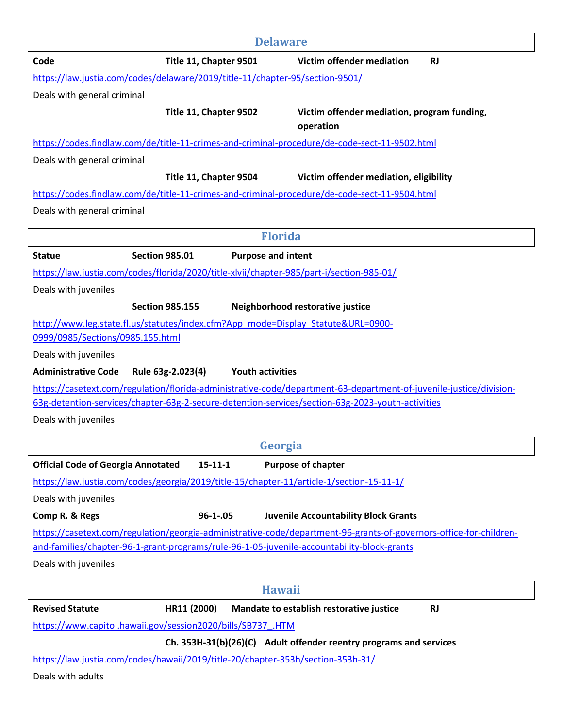## Delaware

**Code** **Title 11, Chapter 9501** **Victim offender mediation** **RJ**

https://law.justia.com/codes/delaware/2019/title-11/chapter-95/section-9501/

Deals with general criminal

**Title 11, Chapter 9502** **Victim offender mediation, program funding, operation**

https://codes.findlaw.com/de/title-11-crimes-and-criminal-procedure/de-code-sect-11-9502.html

Deals with general criminal

**Title 11, Chapter 9504** **Victim offender mediation, eligibility**

https://codes.findlaw.com/de/title-11-crimes-and-criminal-procedure/de-code-sect-11-9504.html

Deals with general criminal

## Florida

**Statue** **Section 985.01** **Purpose and intent**

https://law.justia.com/codes/florida/2020/title-xlvii/chapter-985/part-i/section-985-01/

Deals with juveniles

**Section 985.155** **Neighborhood restorative justice**

http://www.leg.state.fl.us/statutes/index.cfm?App_mode=Display_Statute&URL=0900-0999/0985/Sections/0985.155.html

Deals with juveniles

**Administrative Code** **Rule 63g-2.023(4)** **Youth activities**

https://casetext.com/regulation/florida-administrative-code/department-63-department-of-juvenile-justice/division-63g-detention-services/chapter-63g-2-secure-detention-services/section-63g-2023-youth-activities

Deals with juveniles

## Georgia

**Official Code of Georgia Annotated** **15-11-1** **Purpose of chapter**

https://law.justia.com/codes/georgia/2019/title-15/chapter-11/article-1/section-15-11-1/

Deals with juveniles

**Comp R. & Regs** **96-1-.05** **Juvenile Accountability Block Grants**

https://casetext.com/regulation/georgia-administrative-code/department-96-grants-of-governors-office-for-children-and-families/chapter-96-1-grant-programs/rule-96-1-05-juvenile-accountability-block-grants

Deals with juveniles

## Hawaii

**Revised Statute** **HR11 (2000)** **Mandate to establish restorative justice** **RJ**

https://www.capitol.hawaii.gov/session2020/bills/SB737_.HTM

**Ch. 353H-31(b)(26)(C)** **Adult offender reentry programs and services**

https://law.justia.com/codes/hawaii/2019/title-20/chapter-353h/section-353h-31/

Deals with adults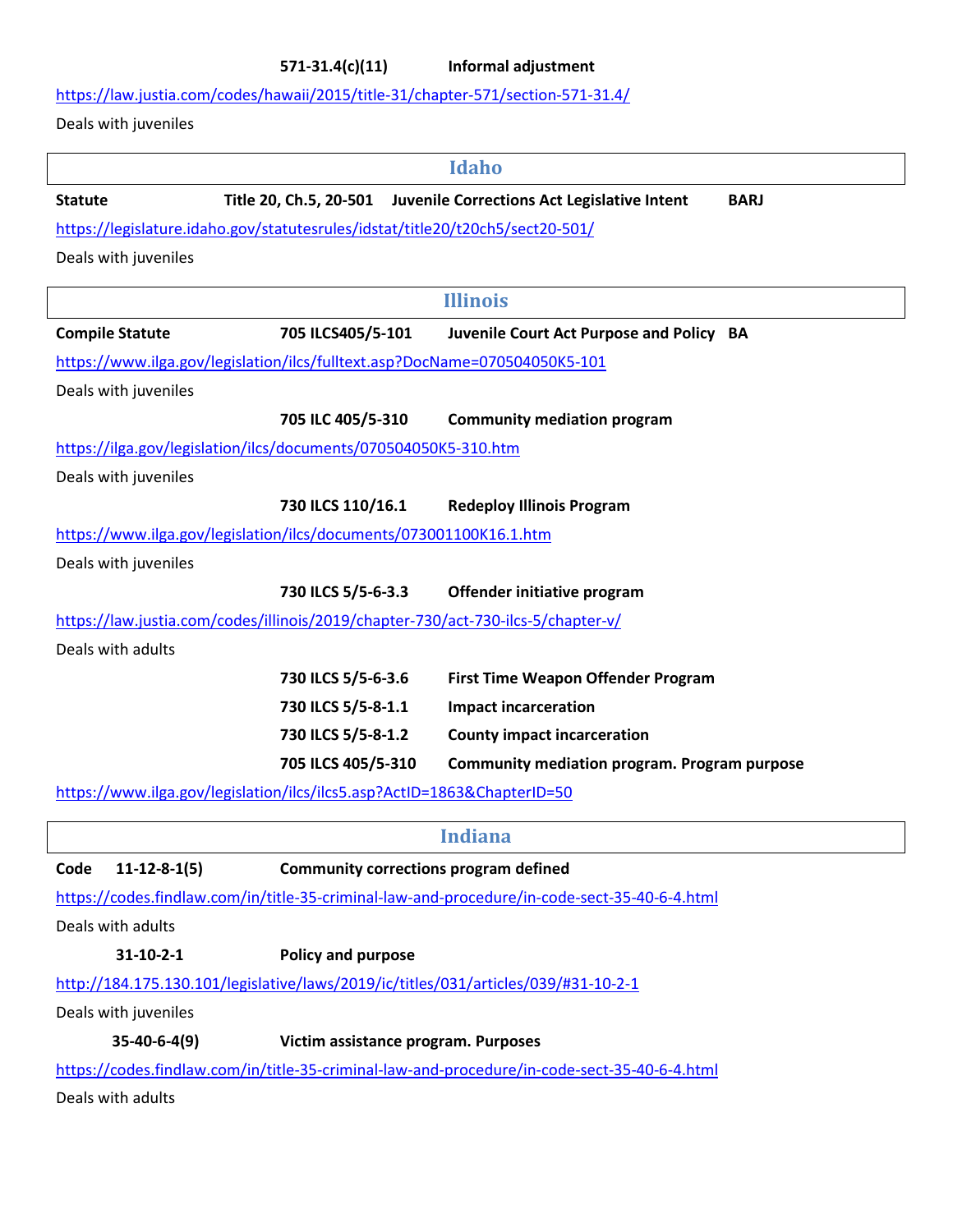**571-31.4(c)(11)** **Informal adjustment**

https://law.justia.com/codes/hawaii/2015/title-31/chapter-571/section-571-31.4/

Deals with juveniles

## Idaho

**Statute** **Title 20, Ch.5, 20-501** **Juvenile Corrections Act Legislative Intent** **BARJ**

https://legislature.idaho.gov/statutesrules/idstat/title20/t20ch5/sect20-501/

Deals with juveniles

## Illinois

**Compile Statute** **705 ILCS405/5-101** **Juvenile Court Act Purpose and Policy** **BA**

https://www.ilga.gov/legislation/ilcs/fulltext.asp?DocName=070504050K5-101

Deals with juveniles

**705 ILC 405/5-310** **Community mediation program**

https://ilga.gov/legislation/ilcs/documents/070504050K5-310.htm

Deals with juveniles

**730 ILCS 110/16.1** **Redeploy Illinois Program**

https://www.ilga.gov/legislation/ilcs/documents/073001100K16.1.htm

Deals with juveniles

**730 ILCS 5/5-6-3.3** **Offender initiative program**

https://law.justia.com/codes/illinois/2019/chapter-730/act-730-ilcs-5/chapter-v/

Deals with adults

**730 ILCS 5/5-6-3.6** **First Time Weapon Offender Program**

**730 ILCS 5/5-8-1.1** **Impact incarceration**

**730 ILCS 5/5-8-1.2** **County impact incarceration**

**705 ILCS 405/5-310** **Community mediation program. Program purpose**

https://www.ilga.gov/legislation/ilcs/ilcs5.asp?ActID=1863&ChapterID=50

## Indiana

**Code** **11-12-8-1(5)** **Community corrections program defined**

https://codes.findlaw.com/in/title-35-criminal-law-and-procedure/in-code-sect-35-40-6-4.html

Deals with adults

**31-10-2-1** **Policy and purpose**

http://184.175.130.101/legislative/laws/2019/ic/titles/031/articles/039/#31-10-2-1

Deals with juveniles

**35-40-6-4(9)** **Victim assistance program. Purposes**

https://codes.findlaw.com/in/title-35-criminal-law-and-procedure/in-code-sect-35-40-6-4.html

Deals with adults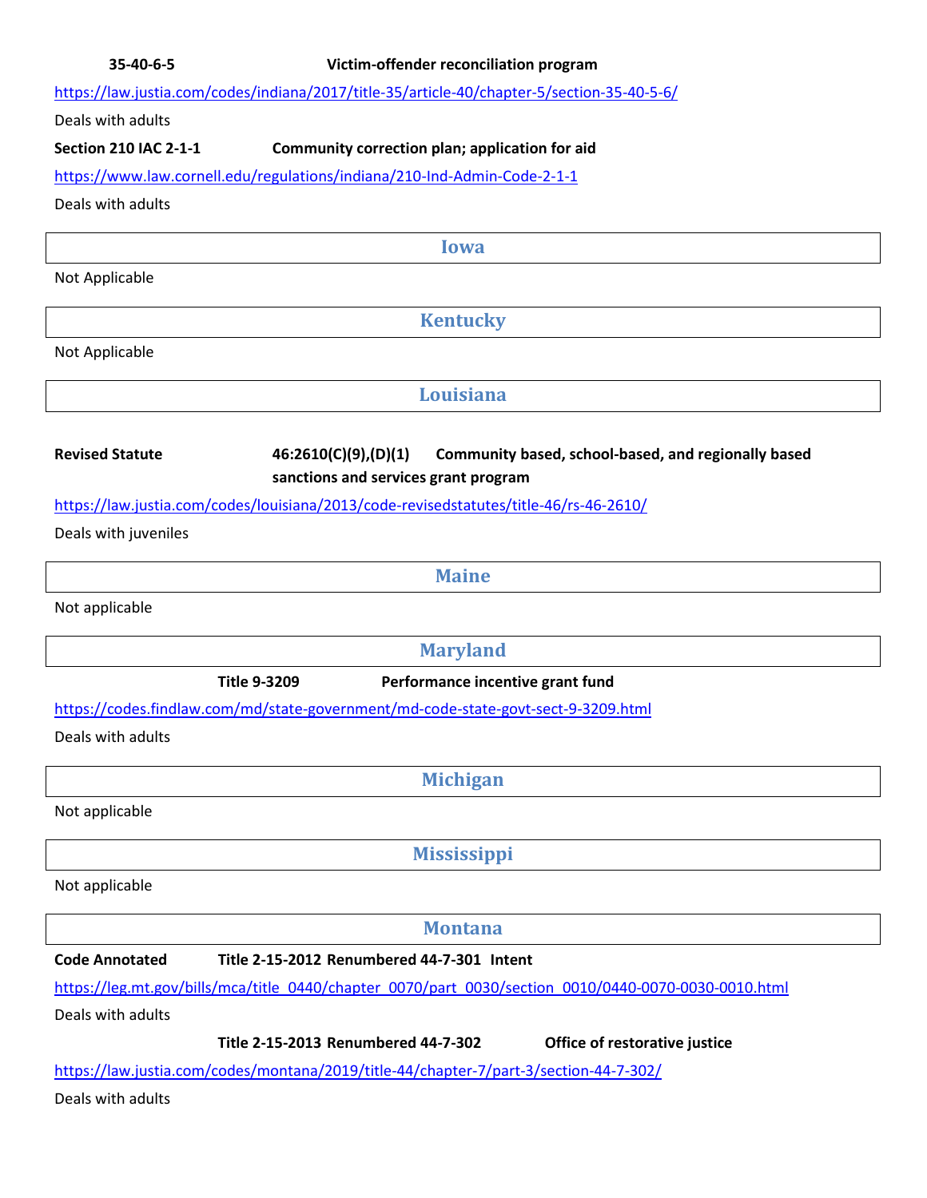**35-40-6-5** **Victim-offender reconciliation program**

https://law.justia.com/codes/indiana/2017/title-35/article-40/chapter-5/section-35-40-5-6/

Deals with adults

**Section 210 IAC 2-1-1** **Community correction plan; application for aid**

https://www.law.cornell.edu/regulations/indiana/210-Ind-Admin-Code-2-1-1

Deals with adults

## Iowa

Not Applicable

## Kentucky

Not Applicable

## Louisiana

**Revised Statute** **46:2610(C)(9),(D)(1)** **Community based, school-based, and regionally based sanctions and services grant program**

https://law.justia.com/codes/louisiana/2013/code-revisedstatutes/title-46/rs-46-2610/

Deals with juveniles

## Maine

Not applicable

## Maryland

**Title 9-3209** **Performance incentive grant fund**

https://codes.findlaw.com/md/state-government/md-code-state-govt-sect-9-3209.html

Deals with adults

## Michigan

Not applicable

## Mississippi

Not applicable

## Montana

**Code Annotated** **Title 2-15-2012 Renumbered 44-7-301** **Intent**

https://leg.mt.gov/bills/mca/title_0440/chapter_0070/part_0030/section_0010/0440-0070-0030-0010.html

Deals with adults

**Title 2-15-2013 Renumbered 44-7-302** **Office of restorative justice**

https://law.justia.com/codes/montana/2019/title-44/chapter-7/part-3/section-44-7-302/

Deals with adults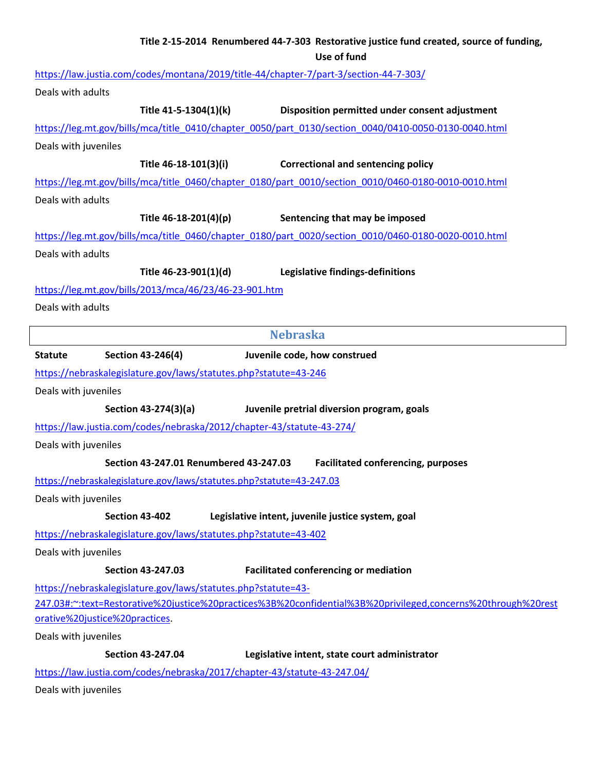**Title 2-15-2014 Renumbered 44-7-303 Restorative justice fund created, source of funding, Use of fund**

https://law.justia.com/codes/montana/2019/title-44/chapter-7/part-3/section-44-7-303/

Deals with adults

**Title 41-5-1304(1)(k) Disposition permitted under consent adjustment**

https://leg.mt.gov/bills/mca/title_0410/chapter_0050/part_0130/section_0040/0410-0050-0130-0040.html

Deals with juveniles

**Title 46-18-101(3)(i) Correctional and sentencing policy**

https://leg.mt.gov/bills/mca/title_0460/chapter_0180/part_0010/section_0010/0460-0180-0010-0010.html

Deals with adults

**Title 46-18-201(4)(p) Sentencing that may be imposed**

https://leg.mt.gov/bills/mca/title_0460/chapter_0180/part_0020/section_0010/0460-0180-0020-0010.html

Deals with adults

**Title 46-23-901(1)(d) Legislative findings-definitions**

https://leg.mt.gov/bills/2013/mca/46/23/46-23-901.htm

Deals with adults

## Nebraska

**Statute Section 43-246(4) Juvenile code, how construed**

https://nebraskalegislature.gov/laws/statutes.php?statute=43-246

Deals with juveniles

**Section 43-274(3)(a) Juvenile pretrial diversion program, goals**

https://law.justia.com/codes/nebraska/2012/chapter-43/statute-43-274/

Deals with juveniles

**Section 43-247.01 Renumbered 43-247.03 Facilitated conferencing, purposes**

https://nebraskalegislature.gov/laws/statutes.php?statute=43-247.03

Deals with juveniles

**Section 43-402 Legislative intent, juvenile justice system, goal**

https://nebraskalegislature.gov/laws/statutes.php?statute=43-402

Deals with juveniles

**Section 43-247.03 Facilitated conferencing or mediation**

https://nebraskalegislature.gov/laws/statutes.php?statute=43-247.03#:~:text=Restorative%20justice%20practices%3B%20confidential%3B%20privileged,concerns%20through%20restorative%20justice%20practices.

Deals with juveniles

**Section 43-247.04 Legislative intent, state court administrator**

https://law.justia.com/codes/nebraska/2017/chapter-43/statute-43-247.04/

Deals with juveniles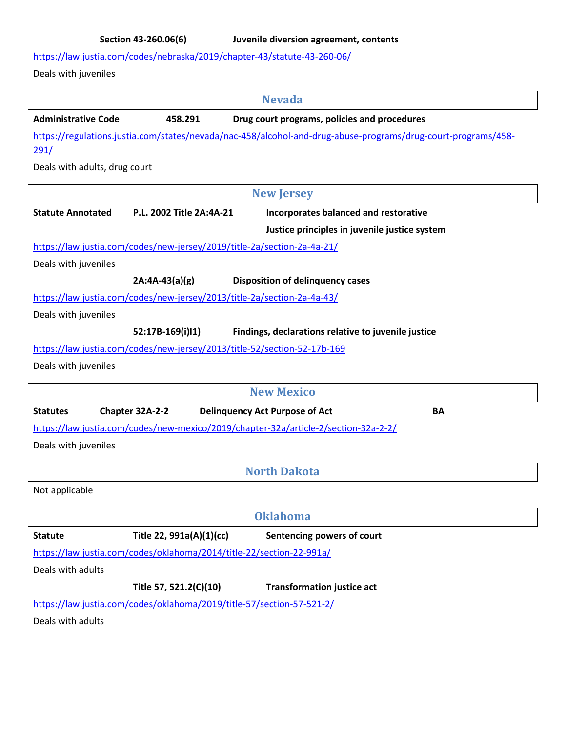**Section 43-260.06(6)** **Juvenile diversion agreement, contents**

https://law.justia.com/codes/nebraska/2019/chapter-43/statute-43-260-06/

Deals with juveniles

## Nevada

**Administrative Code** **458.291** **Drug court programs, policies and procedures**

https://regulations.justia.com/states/nevada/nac-458/alcohol-and-drug-abuse-programs/drug-court-programs/458-291/

Deals with adults, drug court

## New Jersey

**Statute Annotated** **P.L. 2002 Title 2A:4A-21** **Incorporates balanced and restorative Justice principles in juvenile justice system**

https://law.justia.com/codes/new-jersey/2019/title-2a/section-2a-4a-21/

Deals with juveniles

**2A:4A-43(a)(g)** **Disposition of delinquency cases**

https://law.justia.com/codes/new-jersey/2013/title-2a/section-2a-4a-43/

Deals with juveniles

**52:17B-169(i)I1)** **Findings, declarations relative to juvenile justice**

https://law.justia.com/codes/new-jersey/2013/title-52/section-52-17b-169

Deals with juveniles

## New Mexico

**Statutes** **Chapter 32A-2-2** **Delinquency Act Purpose of Act** **BA**

https://law.justia.com/codes/new-mexico/2019/chapter-32a/article-2/section-32a-2-2/

Deals with juveniles

## North Dakota

Not applicable

## Oklahoma

**Statute** **Title 22, 991a(A)(1)(cc)** **Sentencing powers of court**

https://law.justia.com/codes/oklahoma/2014/title-22/section-22-991a/

Deals with adults

**Title 57, 521.2(C)(10)** **Transformation justice act**

https://law.justia.com/codes/oklahoma/2019/title-57/section-57-521-2/

Deals with adults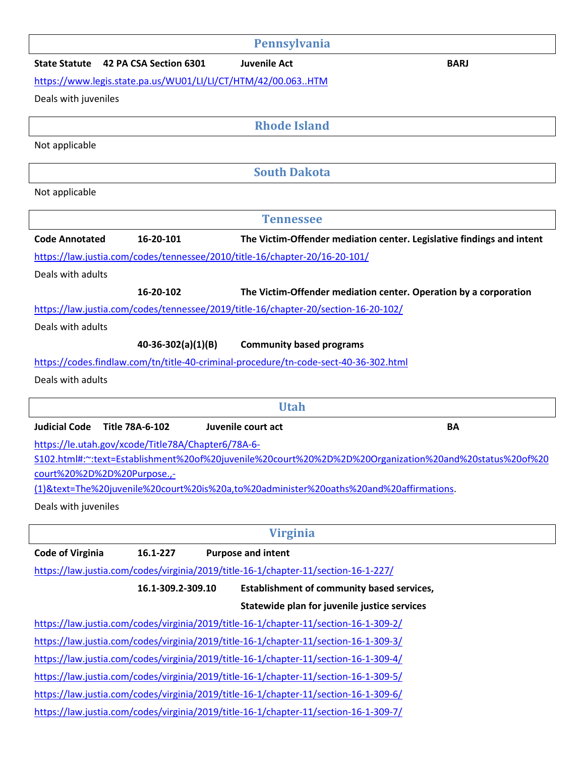## Pennsylvania

**State Statute 42 PA CSA Section 6301 Juvenile Act BARJ**

https://www.legis.state.pa.us/WU01/LI/LI/CT/HTM/42/00.063..HTM

Deals with juveniles

## Rhode Island

Not applicable

## South Dakota

Not applicable

## Tennessee

**Code Annotated 16-20-101 The Victim-Offender mediation center. Legislative findings and intent**

https://law.justia.com/codes/tennessee/2010/title-16/chapter-20/16-20-101/

Deals with adults

**16-20-102 The Victim-Offender mediation center. Operation by a corporation**

https://law.justia.com/codes/tennessee/2019/title-16/chapter-20/section-16-20-102/

Deals with adults

**40-36-302(a)(1)(B) Community based programs**

https://codes.findlaw.com/tn/title-40-criminal-procedure/tn-code-sect-40-36-302.html

Deals with adults

## Utah

**Judicial Code Title 78A-6-102 Juvenile court act BA**

https://le.utah.gov/xcode/Title78A/Chapter6/78A-6-S102.html#:~:text=Establishment%20of%20juvenile%20court%20%2D%2D%20Organization%20and%20status%20of%20court%20%2D%2D%20Purpose.,-(1)&text=The%20juvenile%20court%20is%20a,to%20administer%20oaths%20and%20affirmations.

Deals with juveniles

## Virginia

**Code of Virginia 16.1-227 Purpose and intent**

https://law.justia.com/codes/virginia/2019/title-16-1/chapter-11/section-16-1-227/

**16.1-309.2-309.10 Establishment of community based services,**

**Statewide plan for juvenile justice services**

https://law.justia.com/codes/virginia/2019/title-16-1/chapter-11/section-16-1-309-2/

https://law.justia.com/codes/virginia/2019/title-16-1/chapter-11/section-16-1-309-3/

https://law.justia.com/codes/virginia/2019/title-16-1/chapter-11/section-16-1-309-4/

https://law.justia.com/codes/virginia/2019/title-16-1/chapter-11/section-16-1-309-5/

https://law.justia.com/codes/virginia/2019/title-16-1/chapter-11/section-16-1-309-6/

https://law.justia.com/codes/virginia/2019/title-16-1/chapter-11/section-16-1-309-7/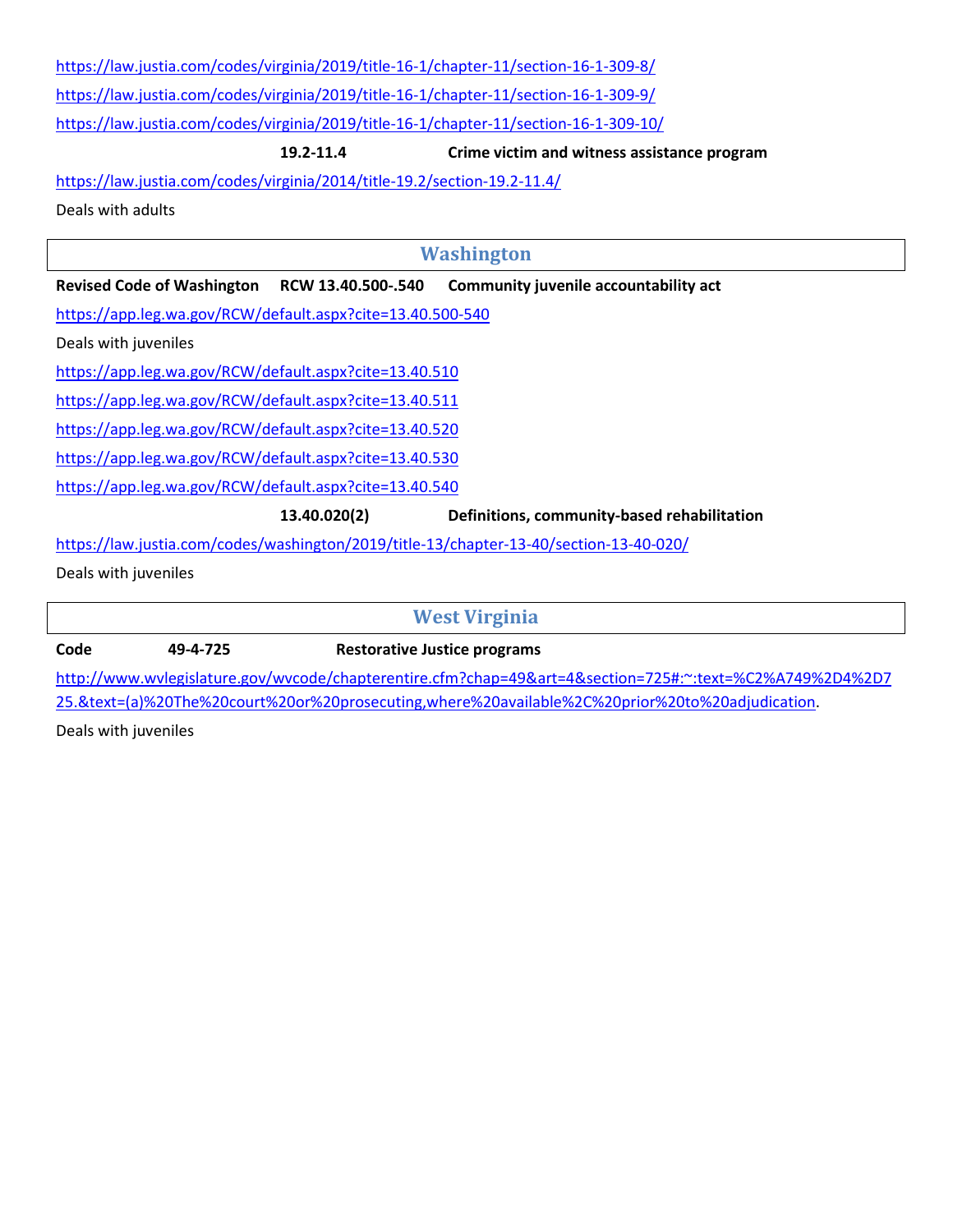https://law.justia.com/codes/virginia/2019/title-16-1/chapter-11/section-16-1-309-8/

https://law.justia.com/codes/virginia/2019/title-16-1/chapter-11/section-16-1-309-9/

https://law.justia.com/codes/virginia/2019/title-16-1/chapter-11/section-16-1-309-10/

**19.2-11.4 Crime victim and witness assistance program**

https://law.justia.com/codes/virginia/2014/title-19.2/section-19.2-11.4/

Deals with adults

## Washington

**Revised Code of Washington RCW 13.40.500-.540 Community juvenile accountability act**

https://app.leg.wa.gov/RCW/default.aspx?cite=13.40.500-540

Deals with juveniles

https://app.leg.wa.gov/RCW/default.aspx?cite=13.40.510

https://app.leg.wa.gov/RCW/default.aspx?cite=13.40.511

https://app.leg.wa.gov/RCW/default.aspx?cite=13.40.520

https://app.leg.wa.gov/RCW/default.aspx?cite=13.40.530

https://app.leg.wa.gov/RCW/default.aspx?cite=13.40.540

**13.40.020(2) Definitions, community-based rehabilitation**

https://law.justia.com/codes/washington/2019/title-13/chapter-13-40/section-13-40-020/

Deals with juveniles

## West Virginia

**Code 49-4-725 Restorative Justice programs**

http://www.wvlegislature.gov/wvcode/chapterentire.cfm?chap=49&art=4&section=725#:~:text=%C2%A749%2D4%2D725.&text=(a)%20The%20court%20or%20prosecuting,where%20available%2C%20prior%20to%20adjudication.

Deals with juveniles